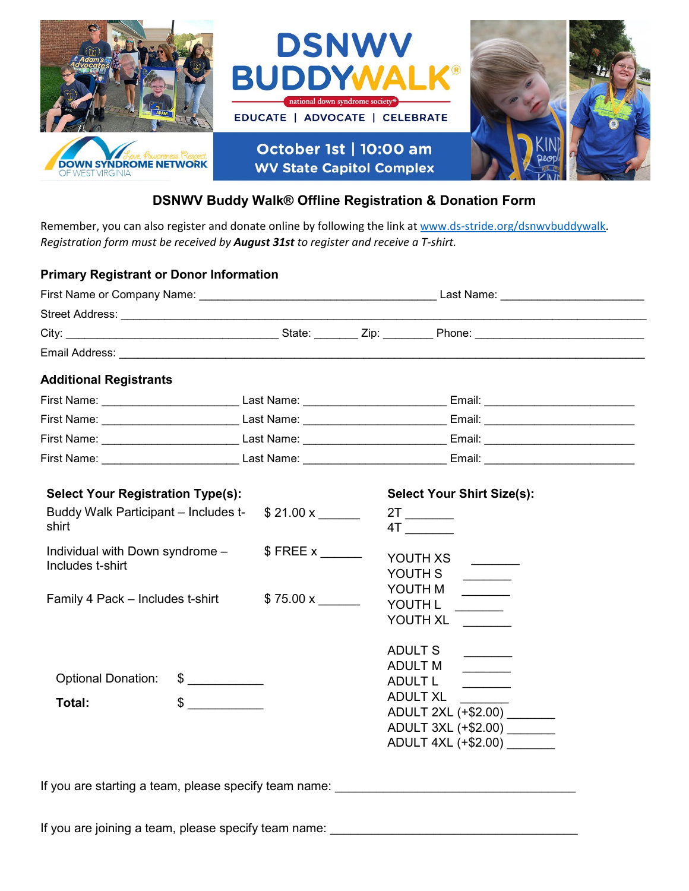# DSNWV BUDDYWALK®

national down syndrome society®

EDUCATE | ADVOCATE | CELEBRATE

Down Syndrome Network of West Virginia — Love, Awareness, Respect

October 1st | 10:00 am
WV State Capitol Complex

## DSNWV Buddy Walk® Offline Registration & Donation Form

Remember, you can also register and donate online by following the link at www.ds-stride.org/dsnwvbuddywalk.
*Registration form must be received by **August 31st** to register and receive a T-shirt.*

### Primary Registrant or Donor Information

First Name or Company Name: ______________________________ Last Name: ____________________

Street Address: ____________________________________________________________

City: ____________________ State: _______ Zip: ________ Phone: ____________________

Email Address: ____________________________________________________________

### Additional Registrants

First Name: __________________ Last Name: __________________ Email: __________________

First Name: __________________ Last Name: __________________ Email: __________________

First Name: __________________ Last Name: __________________ Email: __________________

First Name: __________________ Last Name: __________________ Email: __________________

### Select Your Registration Type(s):

| Registration Type | Price |
|---|---|
| Buddy Walk Participant – Includes t-shirt | $ 21.00 x ______ |
| Individual with Down syndrome – Includes t-shirt | $ FREE x ______ |
| Family 4 Pack – Includes t-shirt | $ 75.00 x ______ |

Optional Donation: $ ___________

**Total:** $ ___________

### Select Your Shirt Size(s):

2T _______
4T _______

YOUTH XS _______
YOUTH S _______
YOUTH M _______
YOUTH L _______
YOUTH XL _______

ADULT S _______
ADULT M _______
ADULT L _______
ADULT XL _______
ADULT 2XL (+$2.00) _______
ADULT 3XL (+$2.00) _______
ADULT 4XL (+$2.00) _______

If you are starting a team, please specify team name: ______________________________

If you are joining a team, please specify team name: ______________________________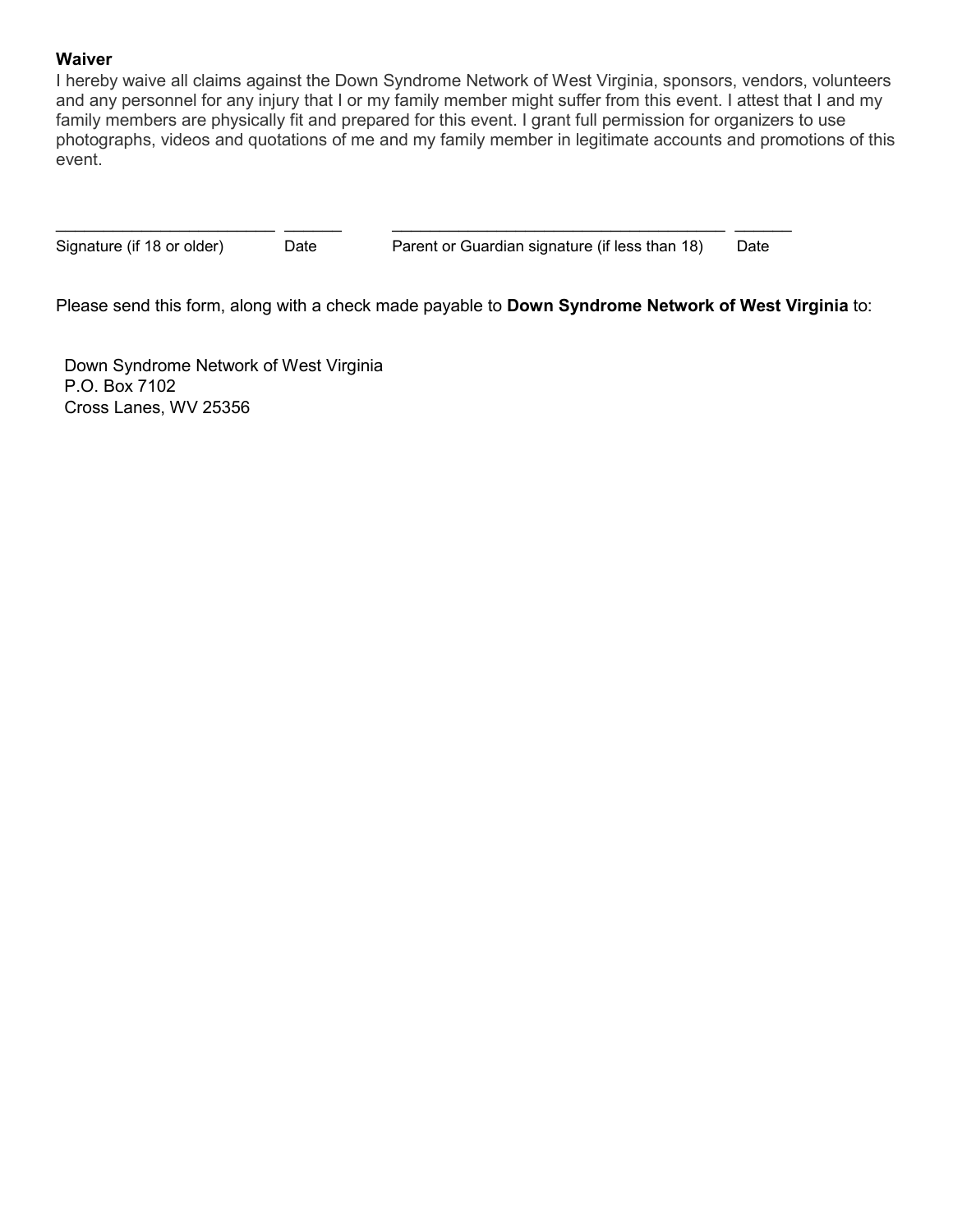**Waiver**

I hereby waive all claims against the Down Syndrome Network of West Virginia, sponsors, vendors, volunteers and any personnel for any injury that I or my family member might suffer from this event. I attest that I and my family members are physically fit and prepared for this event. I grant full permission for organizers to use photographs, videos and quotations of me and my family member in legitimate accounts and promotions of this event.

\_\_\_\_\_\_\_\_\_\_\_\_\_\_\_\_\_\_\_\_\_\_\_\_ \_\_\_\_\_\_\_ \_\_\_\_\_\_\_\_\_\_\_\_\_\_\_\_\_\_\_\_\_\_\_\_\_\_\_\_\_\_\_\_\_\_\_\_\_ \_\_\_\_\_\_\_

Signature (if 18 or older) Date Parent or Guardian signature (if less than 18) Date

Please send this form, along with a check made payable to **Down Syndrome Network of West Virginia** to:

Down Syndrome Network of West Virginia
P.O. Box 7102
Cross Lanes, WV 25356